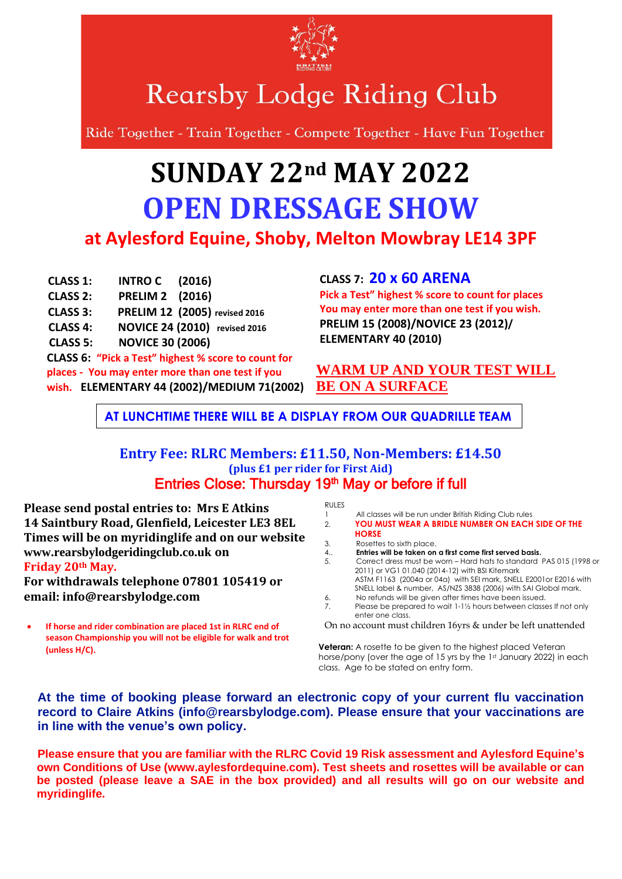# Rearsby Lodge Riding Club

Ride Together - Train Together - Compete Together - Have Fun Together

# SUNDAY 22nd MAY 2022

# OPEN DRESSAGE SHOW

## at Aylesford Equine, Shoby, Melton Mowbray LE14 3PF

**CLASS 1:** **INTRO C (2016)**
**CLASS 2:** **PRELIM 2 (2016)**
**CLASS 3:** **PRELIM 12 (2005) revised 2016**
**CLASS 4:** **NOVICE 24 (2010) revised 2016**
**CLASS 5:** **NOVICE 30 (2006)**
**CLASS 6:** **"Pick a Test" highest % score to count for places - You may enter more than one test if you wish.** **ELEMENTARY 44 (2002)/MEDIUM 71(2002)**

**CLASS 7: 20 x 60 ARENA**
**Pick a Test" highest % score to count for places**
**You may enter more than one test if you wish.**
**PRELIM 15 (2008)/NOVICE 23 (2012)/ ELEMENTARY 40 (2010)**

**WARM UP AND YOUR TEST WILL BE ON A SURFACE**

**AT LUNCHTIME THERE WILL BE A DISPLAY FROM OUR QUADRILLE TEAM**

**Entry Fee: RLRC Members: £11.50, Non-Members: £14.50**
**(plus £1 per rider for First Aid)**
**Entries Close: Thursday 19th May or before if full**

**Please send postal entries to: Mrs E Atkins**
**14 Saintbury Road, Glenfield, Leicester LE3 8EL**
**Times will be on myridinglife and on our website www.rearsbylodgeridingclub.co.uk on Friday 20th May.**
**For withdrawals telephone 07801 105419 or email: info@rearsbylodge.com**

- **If horse and rider combination are placed 1st in RLRC end of season Championship you will not be eligible for walk and trot (unless H/C).**

RULES

1. All classes will be run under British Riding Club rules
2. **YOU MUST WEAR A BRIDLE NUMBER ON EACH SIDE OF THE HORSE**
3. Rosettes to sixth place.
4. **Entries will be taken on a first come first served basis.**
5. Correct dress must be worn – Hard hats to standard PAS 015 (1998 or 2011) or VG1 01.040 (2014-12) with BSI Kitemark ASTM F1163 (2004a or 04a) with SEI mark, SNELL E2001or E2016 with SNELL label & number, AS/NZS 3838 (2006) with SAI Global mark.
6. No refunds will be given after times have been issued.
7. Please be prepared to wait 1-1½ hours between classes If not only enter one class.

On no account must children 16yrs & under be left unattended

**Veteran:** A rosette to be given to the highest placed Veteran horse/pony (over the age of 15 yrs by the 1st January 2022) in each class. Age to be stated on entry form.

**At the time of booking please forward an electronic copy of your current flu vaccination record to Claire Atkins (info@rearsbylodge.com). Please ensure that your vaccinations are in line with the venue's own policy.**

**Please ensure that you are familiar with the RLRC Covid 19 Risk assessment and Aylesford Equine's own Conditions of Use (www.aylesfordequine.com). Test sheets and rosettes will be available or can be posted (please leave a SAE in the box provided) and all results will go on our website and myridinglife.**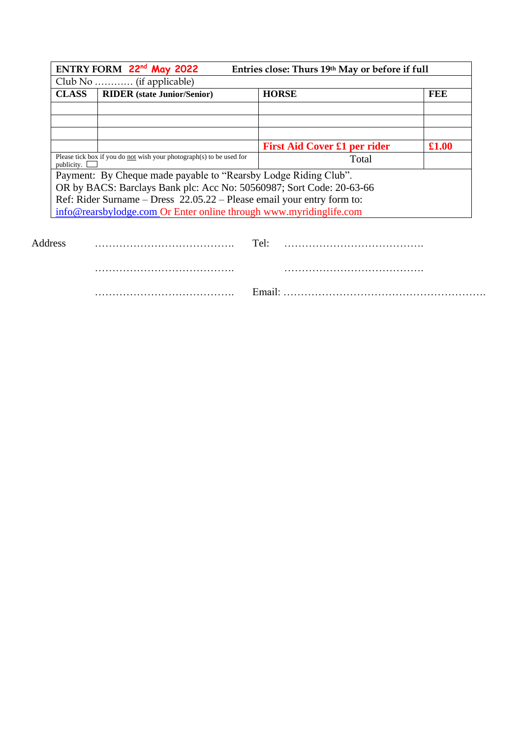| **ENTRY FORM 22nd May 2022** | | **Entries close: Thurs 19th May or before if full** | |
|---|---|---|---|
| Club No ………… (if applicable) | | | |
| **CLASS** | **RIDER (state Junior/Senior)** | **HORSE** | **FEE** |
| | | | |
| | | | |
| | | | |
| | | **First Aid Cover £1 per rider** | **£1.00** |
| Please tick box if you do not wish your photograph(s) to be used for publicity. ☐ | | Total | |

Payment: By Cheque made payable to "Rearsby Lodge Riding Club".
OR by BACS: Barclays Bank plc: Acc No: 50560987; Sort Code: 20-63-66
Ref: Rider Surname – Dress 22.05.22 – Please email your entry form to:
info@rearsbylodge.com Or Enter online through www.myridinglife.com

Address ………………………………….  Tel: ………………………………….

………………………………….  ………………………………….

………………………………….  Email: ………………………………………………….